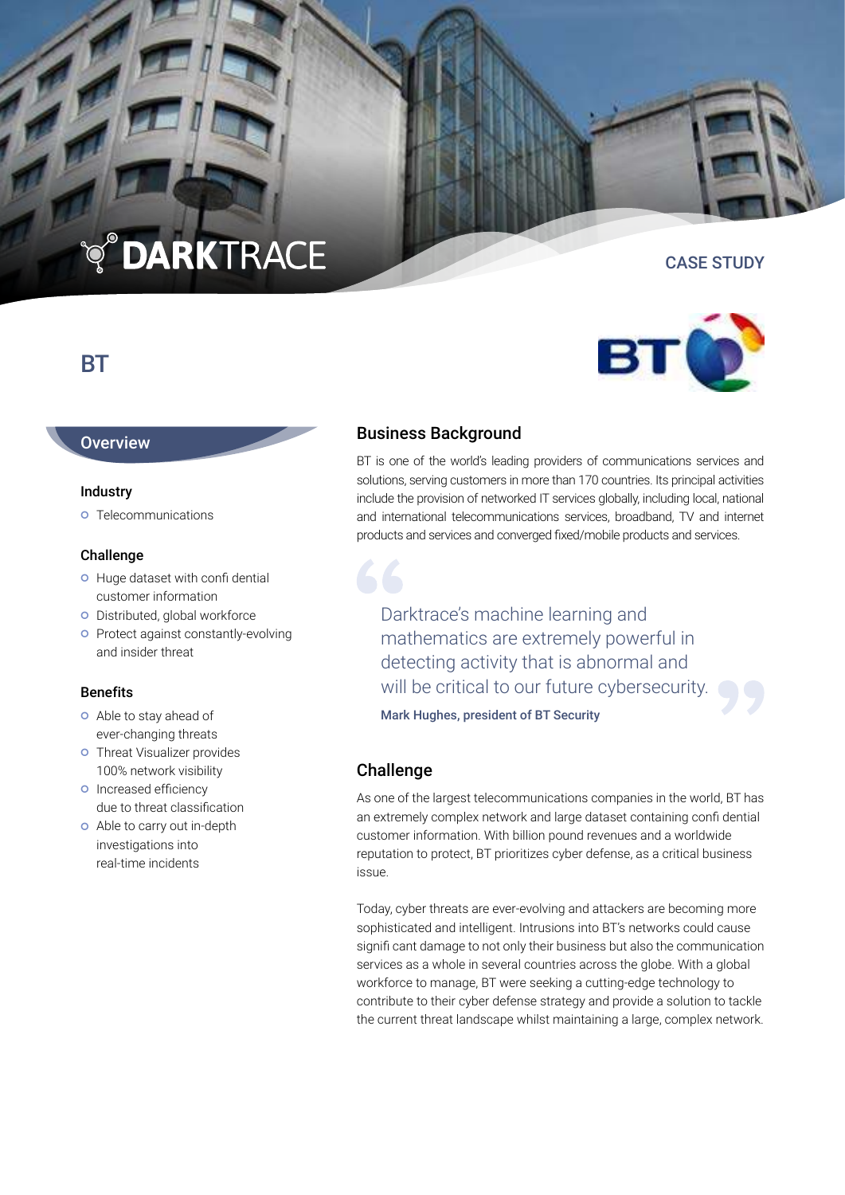DARKTRACE

CASE STUDY

# BT

## Overview

### Industry

- Telecommunications

### Challenge

- Huge dataset with confi dential customer information
- Distributed, global workforce
- Protect against constantly-evolving and insider threat

### Benefits

- Able to stay ahead of ever-changing threats
- Threat Visualizer provides 100% network visibility
- Increased efficiency due to threat classification
- Able to carry out in-depth investigations into real-time incidents

## Business Background

BT is one of the world's leading providers of communications services and solutions, serving customers in more than 170 countries. Its principal activities include the provision of networked IT services globally, including local, national and international telecommunications services, broadband, TV and internet products and services and converged fixed/mobile products and services.

> Darktrace's machine learning and mathematics are extremely powerful in detecting activity that is abnormal and will be critical to our future cybersecurity.
>
> **Mark Hughes, president of BT Security**

## Challenge

As one of the largest telecommunications companies in the world, BT has an extremely complex network and large dataset containing confi dential customer information. With billion pound revenues and a worldwide reputation to protect, BT prioritizes cyber defense, as a critical business issue.

Today, cyber threats are ever-evolving and attackers are becoming more sophisticated and intelligent. Intrusions into BT's networks could cause signifi cant damage to not only their business but also the communication services as a whole in several countries across the globe. With a global workforce to manage, BT were seeking a cutting-edge technology to contribute to their cyber defense strategy and provide a solution to tackle the current threat landscape whilst maintaining a large, complex network.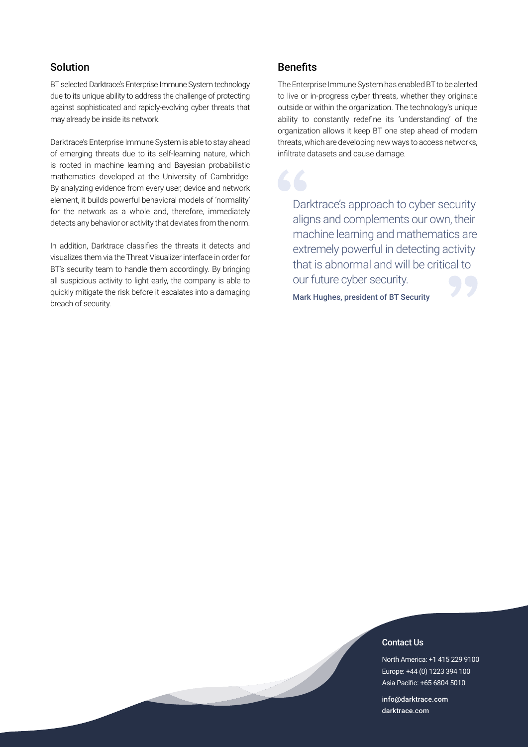## Solution

BT selected Darktrace's Enterprise Immune System technology due to its unique ability to address the challenge of protecting against sophisticated and rapidly-evolving cyber threats that may already be inside its network.

Darktrace's Enterprise Immune System is able to stay ahead of emerging threats due to its self-learning nature, which is rooted in machine learning and Bayesian probabilistic mathematics developed at the University of Cambridge. By analyzing evidence from every user, device and network element, it builds powerful behavioral models of 'normality' for the network as a whole and, therefore, immediately detects any behavior or activity that deviates from the norm.

In addition, Darktrace classifies the threats it detects and visualizes them via the Threat Visualizer interface in order for BT's security team to handle them accordingly. By bringing all suspicious activity to light early, the company is able to quickly mitigate the risk before it escalates into a damaging breach of security.

## Benefits

The Enterprise Immune System has enabled BT to be alerted to live or in-progress cyber threats, whether they originate outside or within the organization. The technology's unique ability to constantly redefine its 'understanding' of the organization allows it keep BT one step ahead of modern threats, which are developing new ways to access networks, infiltrate datasets and cause damage.

> Darktrace's approach to cyber security aligns and complements our own, their machine learning and mathematics are extremely powerful in detecting activity that is abnormal and will be critical to our future cyber security.
>
> **Mark Hughes, president of BT Security**

### Contact Us

North America: +1 415 229 9100
Europe: +44 (0) 1223 394 100
Asia Pacific: +65 6804 5010

info@darktrace.com
darktrace.com